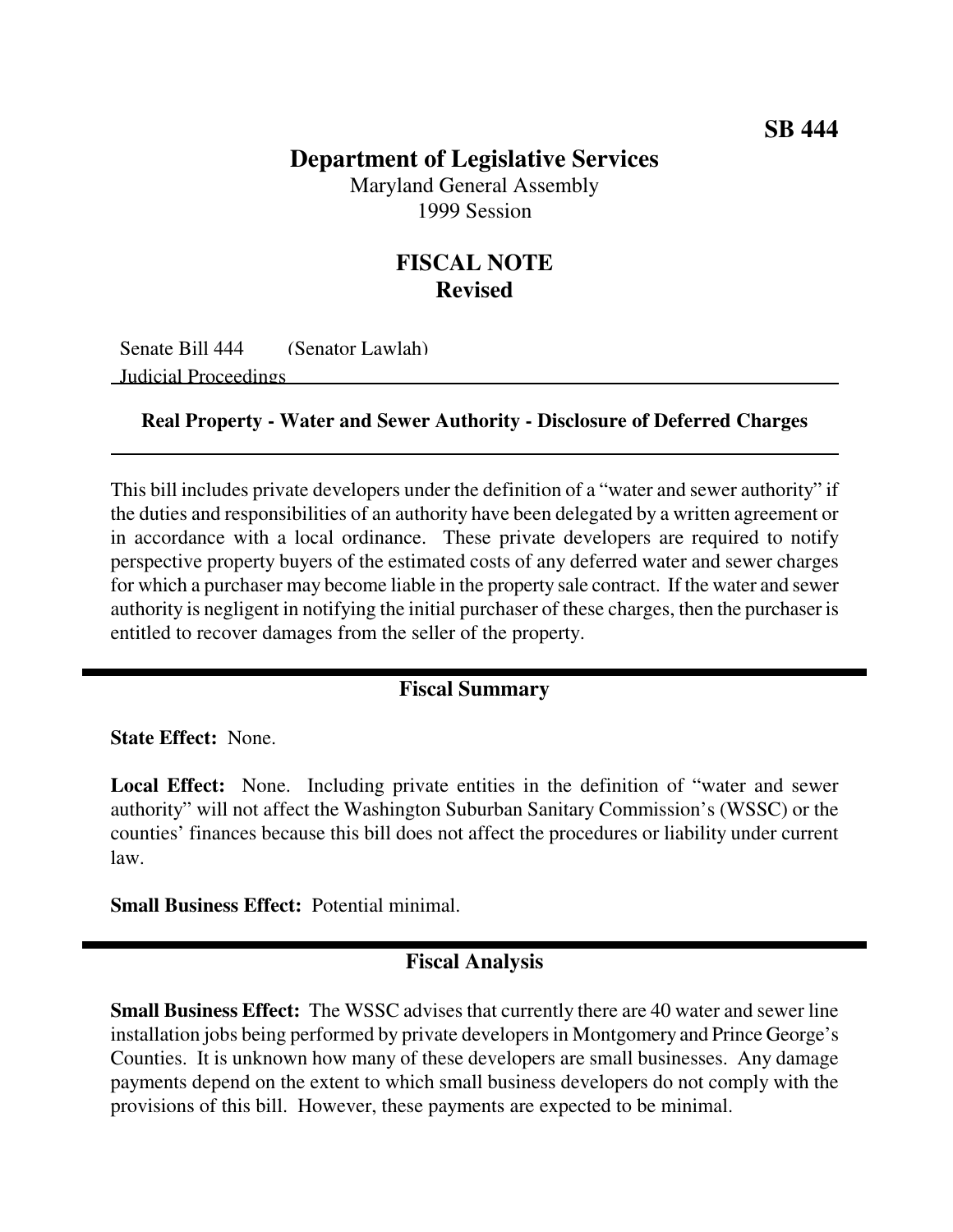**SB 444**

# Department of Legislative Services

Maryland General Assembly
1999 Session

## FISCAL NOTE
**Revised**

Senate Bill 444 (Senator Lawlah)
Judicial Proceedings

**Real Property - Water and Sewer Authority - Disclosure of Deferred Charges**

This bill includes private developers under the definition of a "water and sewer authority" if the duties and responsibilities of an authority have been delegated by a written agreement or in accordance with a local ordinance. These private developers are required to notify perspective property buyers of the estimated costs of any deferred water and sewer charges for which a purchaser may become liable in the property sale contract. If the water and sewer authority is negligent in notifying the initial purchaser of these charges, then the purchaser is entitled to recover damages from the seller of the property.

## Fiscal Summary

**State Effect:** None.

**Local Effect:** None. Including private entities in the definition of "water and sewer authority" will not affect the Washington Suburban Sanitary Commission's (WSSC) or the counties' finances because this bill does not affect the procedures or liability under current law.

**Small Business Effect:** Potential minimal.

## Fiscal Analysis

**Small Business Effect:** The WSSC advises that currently there are 40 water and sewer line installation jobs being performed by private developers in Montgomery and Prince George's Counties. It is unknown how many of these developers are small businesses. Any damage payments depend on the extent to which small business developers do not comply with the provisions of this bill. However, these payments are expected to be minimal.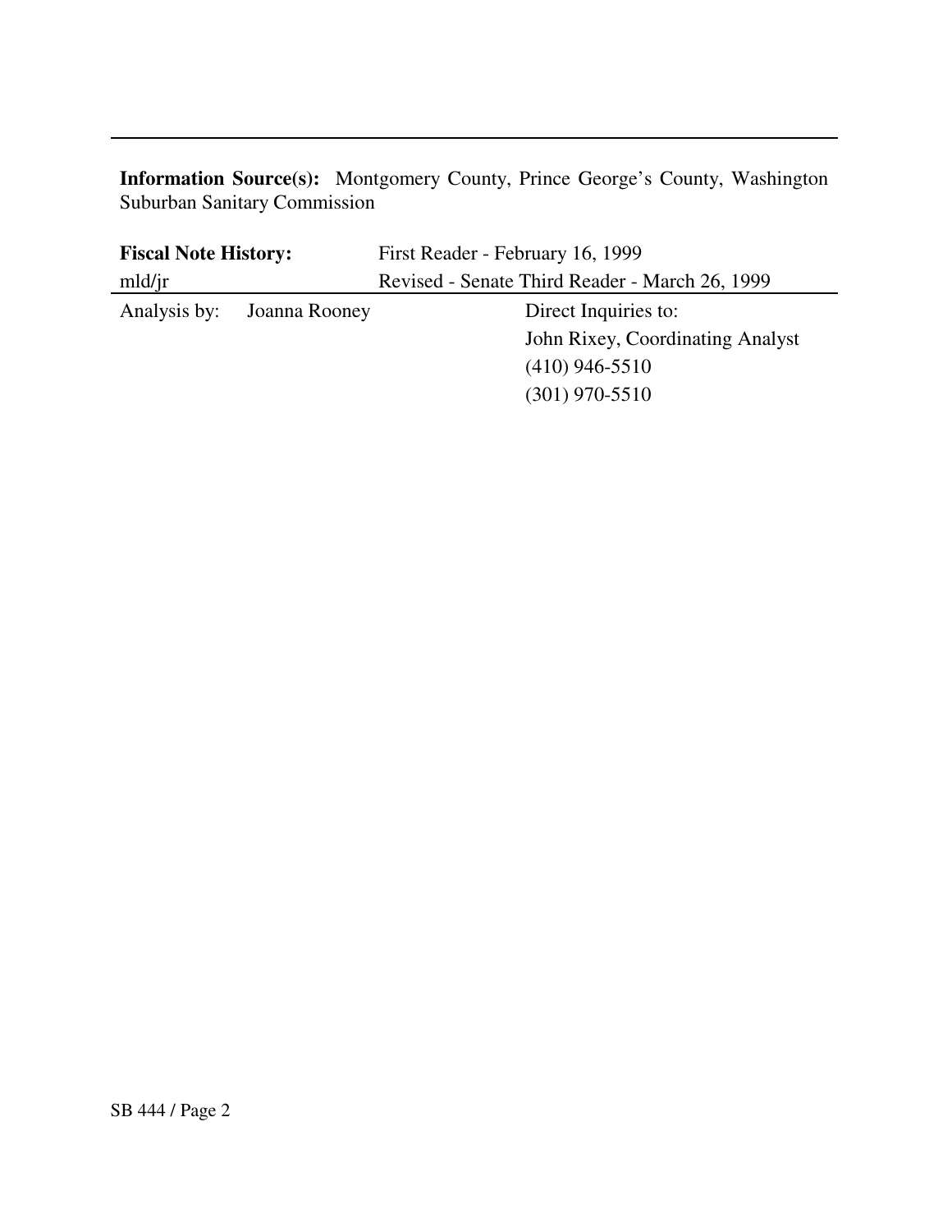**Information Source(s):** Montgomery County, Prince George's County, Washington Suburban Sanitary Commission

| | |
|---|---|
| **Fiscal Note History:** | First Reader - February 16, 1999 |
| mld/jr | Revised - Senate Third Reader - March 26, 1999 |

Analysis by: Joanna Rooney

Direct Inquiries to:
John Rixey, Coordinating Analyst
(410) 946-5510
(301) 970-5510